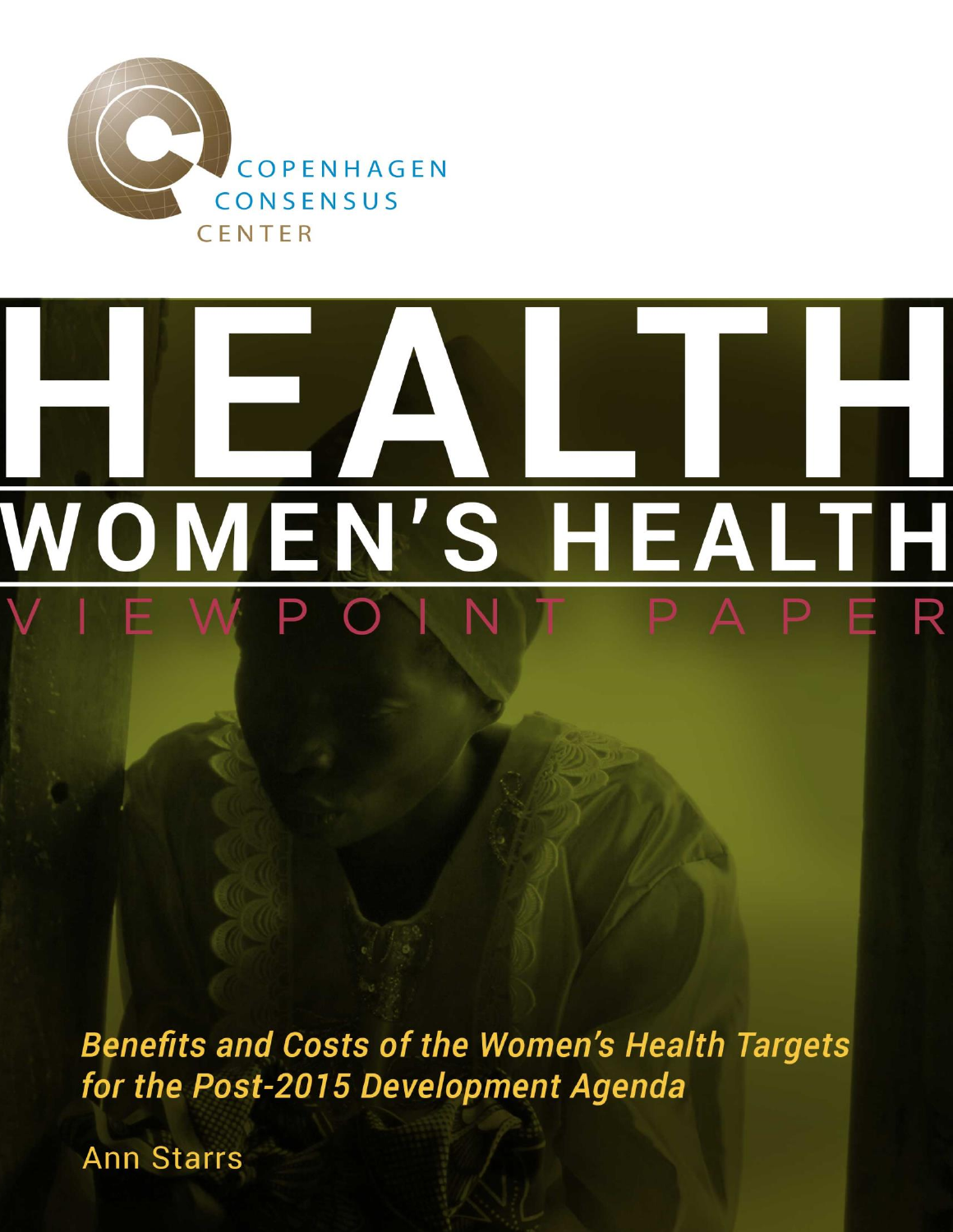COPENHAGEN CONSENSUS CENTER

# HEALTH

## WOMEN'S HEALTH

VIEWPOINT PAPER

***Benefits and Costs of the Women's Health Targets for the Post-2015 Development Agenda***

Ann Starrs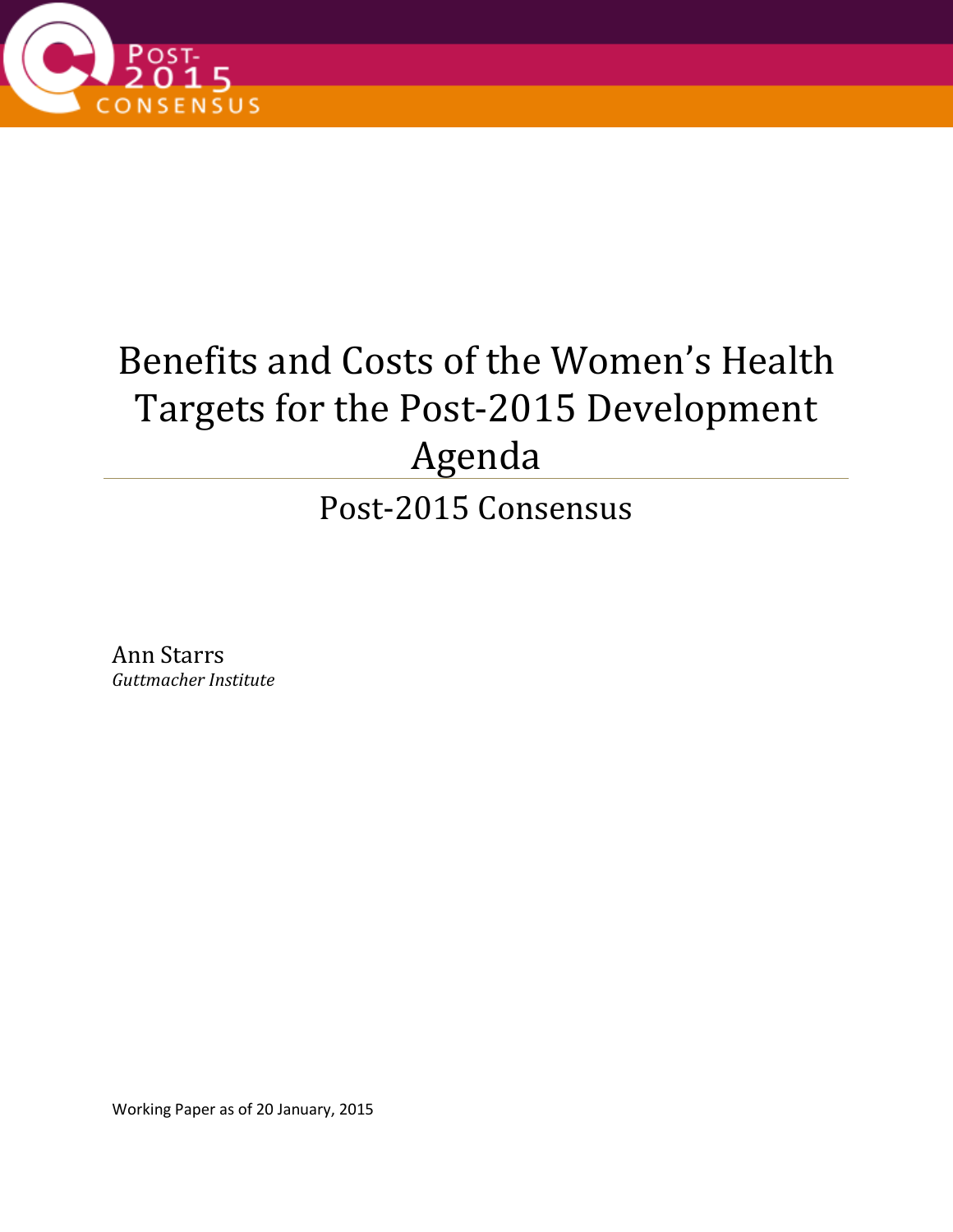# Benefits and Costs of the Women's Health Targets for the Post-2015 Development Agenda

## Post-2015 Consensus

Ann Starrs
*Guttmacher Institute*

Working Paper as of 20 January, 2015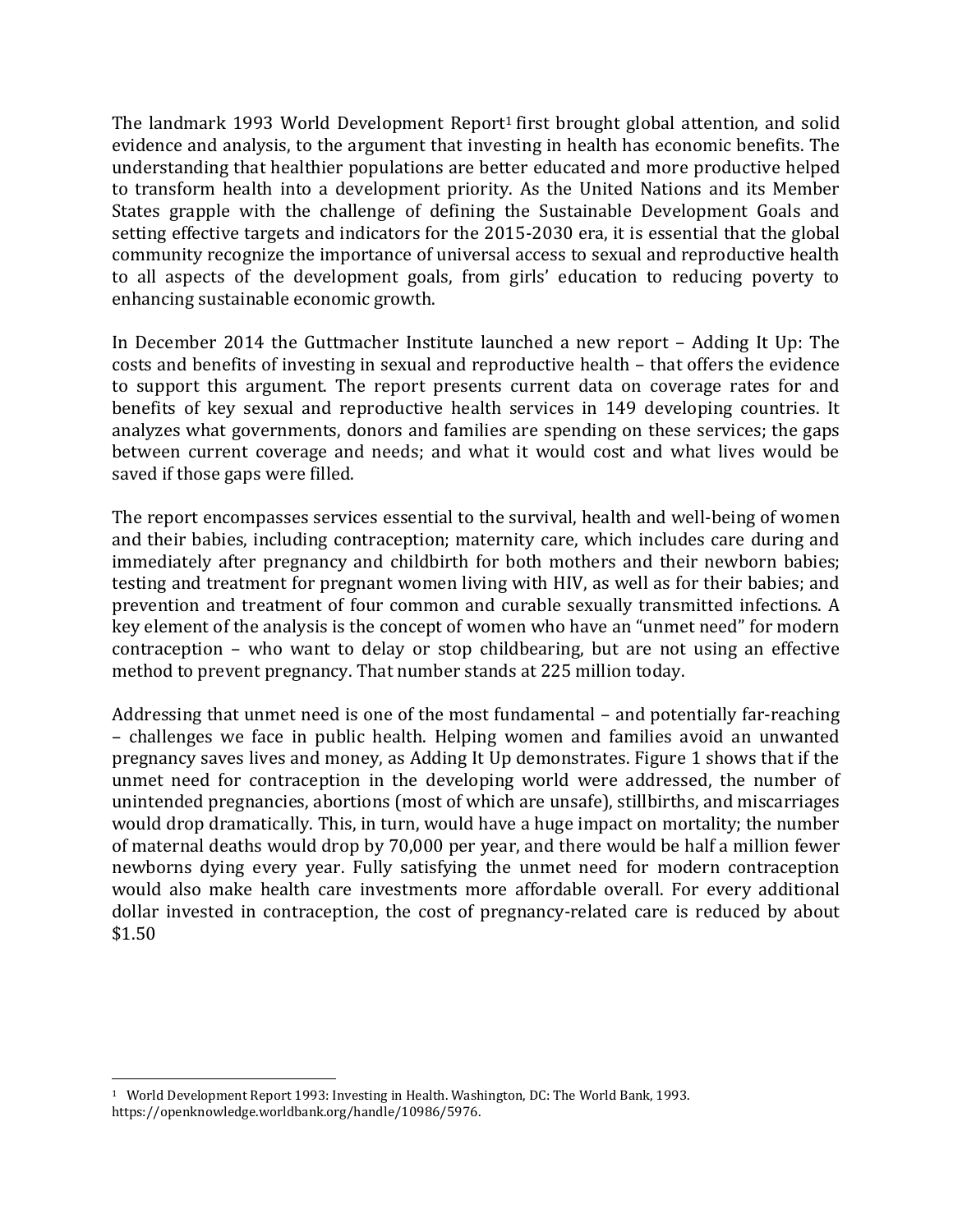The landmark 1993 World Development Report[1] first brought global attention, and solid evidence and analysis, to the argument that investing in health has economic benefits. The understanding that healthier populations are better educated and more productive helped to transform health into a development priority. As the United Nations and its Member States grapple with the challenge of defining the Sustainable Development Goals and setting effective targets and indicators for the 2015-2030 era, it is essential that the global community recognize the importance of universal access to sexual and reproductive health to all aspects of the development goals, from girls' education to reducing poverty to enhancing sustainable economic growth.

In December 2014 the Guttmacher Institute launched a new report – Adding It Up: The costs and benefits of investing in sexual and reproductive health – that offers the evidence to support this argument. The report presents current data on coverage rates for and benefits of key sexual and reproductive health services in 149 developing countries. It analyzes what governments, donors and families are spending on these services; the gaps between current coverage and needs; and what it would cost and what lives would be saved if those gaps were filled.

The report encompasses services essential to the survival, health and well-being of women and their babies, including contraception; maternity care, which includes care during and immediately after pregnancy and childbirth for both mothers and their newborn babies; testing and treatment for pregnant women living with HIV, as well as for their babies; and prevention and treatment of four common and curable sexually transmitted infections. A key element of the analysis is the concept of women who have an "unmet need" for modern contraception – who want to delay or stop childbearing, but are not using an effective method to prevent pregnancy. That number stands at 225 million today.

Addressing that unmet need is one of the most fundamental – and potentially far-reaching – challenges we face in public health. Helping women and families avoid an unwanted pregnancy saves lives and money, as Adding It Up demonstrates. Figure 1 shows that if the unmet need for contraception in the developing world were addressed, the number of unintended pregnancies, abortions (most of which are unsafe), stillbirths, and miscarriages would drop dramatically. This, in turn, would have a huge impact on mortality; the number of maternal deaths would drop by 70,000 per year, and there would be half a million fewer newborns dying every year. Fully satisfying the unmet need for modern contraception would also make health care investments more affordable overall. For every additional dollar invested in contraception, the cost of pregnancy-related care is reduced by about $1.50

---

[1] World Development Report 1993: Investing in Health. Washington, DC: The World Bank, 1993. https://openknowledge.worldbank.org/handle/10986/5976.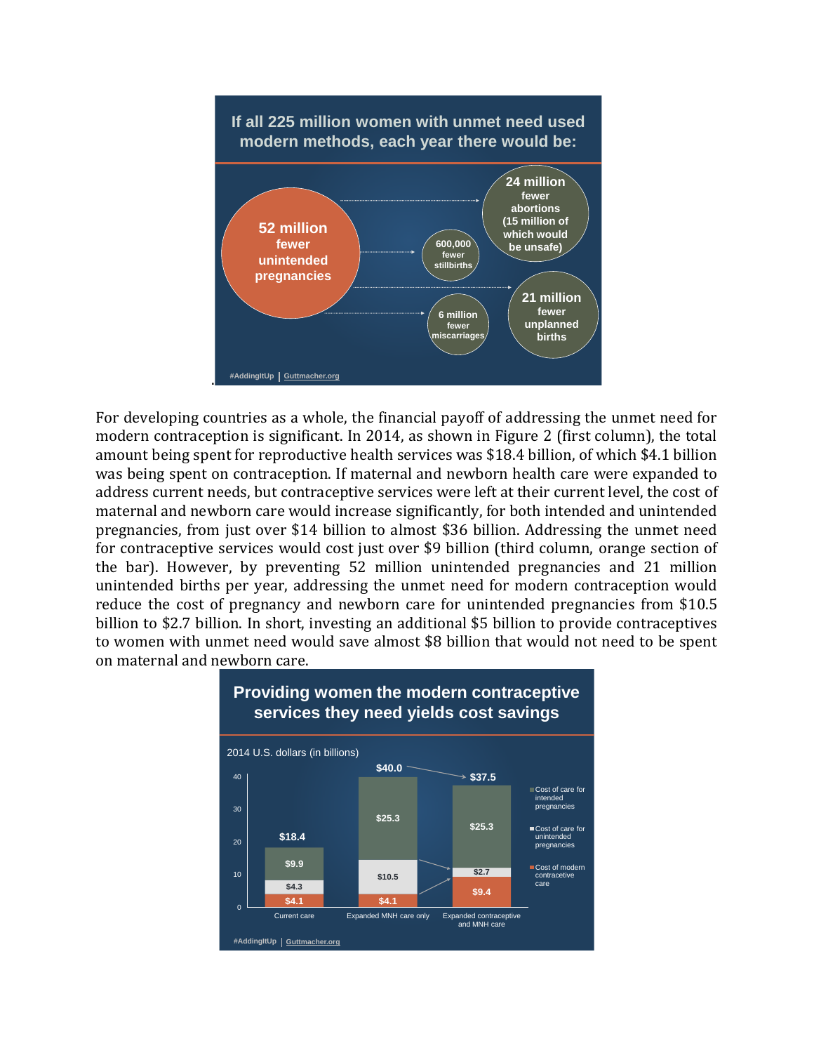If all 225 million women with unmet need used modern methods, each year there would be:

- 52 million fewer unintended pregnancies
- 24 million fewer abortions (15 million of which would be unsafe)
- 600,000 fewer stillbirths
- 21 million fewer unplanned births
- 6 million fewer miscarriages

#AddingItUp | Guttmacher.org

For developing countries as a whole, the financial payoff of addressing the unmet need for modern contraception is significant. In 2014, as shown in Figure 2 (first column), the total amount being spent for reproductive health services was $18.4 billion, of which $4.1 billion was being spent on contraception. If maternal and newborn health care were expanded to address current needs, but contraceptive services were left at their current level, the cost of maternal and newborn care would increase significantly, for both intended and unintended pregnancies, from just over $14 billion to almost $36 billion. Addressing the unmet need for contraceptive services would cost just over $9 billion (third column, orange section of the bar). However, by preventing 52 million unintended pregnancies and 21 million unintended births per year, addressing the unmet need for modern contraception would reduce the cost of pregnancy and newborn care for unintended pregnancies from $10.5 billion to $2.7 billion. In short, investing an additional $5 billion to provide contraceptives to women with unmet need would save almost $8 billion that would not need to be spent on maternal and newborn care.

**Providing women the modern contraceptive services they need yields cost savings**

2014 U.S. dollars (in billions)

| | Current care | Expanded MNH care only | Expanded contraceptive and MNH care |
|---|---|---|---|
| Cost of care for intended pregnancies | $9.9 | $25.3 | $25.3 |
| Cost of care for unintended pregnancies | $4.3 | $10.5 | $2.7 |
| Cost of modern contraceptive care | $4.1 | $4.1 | $9.4 |
| Total | $18.4 | $40.0 | $37.5 |

#AddingItUp | Guttmacher.org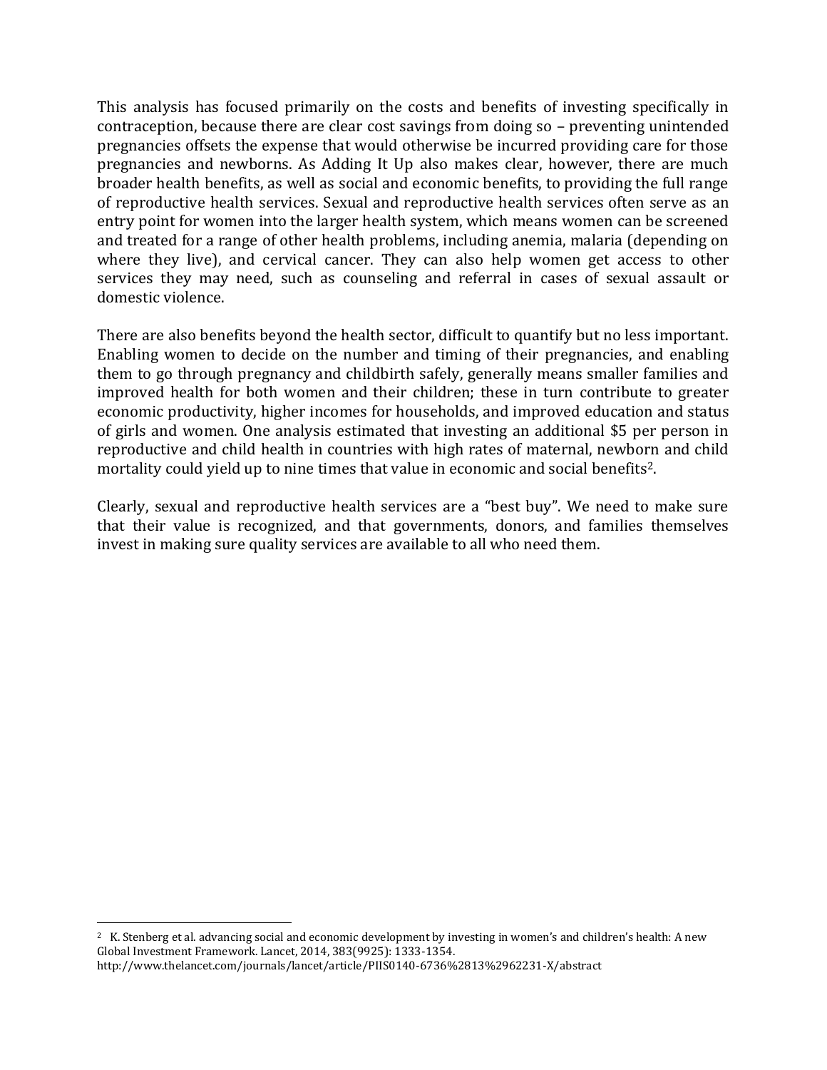This analysis has focused primarily on the costs and benefits of investing specifically in contraception, because there are clear cost savings from doing so – preventing unintended pregnancies offsets the expense that would otherwise be incurred providing care for those pregnancies and newborns. As Adding It Up also makes clear, however, there are much broader health benefits, as well as social and economic benefits, to providing the full range of reproductive health services. Sexual and reproductive health services often serve as an entry point for women into the larger health system, which means women can be screened and treated for a range of other health problems, including anemia, malaria (depending on where they live), and cervical cancer. They can also help women get access to other services they may need, such as counseling and referral in cases of sexual assault or domestic violence.

There are also benefits beyond the health sector, difficult to quantify but no less important. Enabling women to decide on the number and timing of their pregnancies, and enabling them to go through pregnancy and childbirth safely, generally means smaller families and improved health for both women and their children; these in turn contribute to greater economic productivity, higher incomes for households, and improved education and status of girls and women. One analysis estimated that investing an additional $5 per person in reproductive and child health in countries with high rates of maternal, newborn and child mortality could yield up to nine times that value in economic and social benefits[2].

Clearly, sexual and reproductive health services are a "best buy". We need to make sure that their value is recognized, and that governments, donors, and families themselves invest in making sure quality services are available to all who need them.

---

[2] K. Stenberg et al. advancing social and economic development by investing in women's and children's health: A new Global Investment Framework. Lancet, 2014, 383(9925): 1333-1354. http://www.thelancet.com/journals/lancet/article/PIIS0140-6736%2813%2962231-X/abstract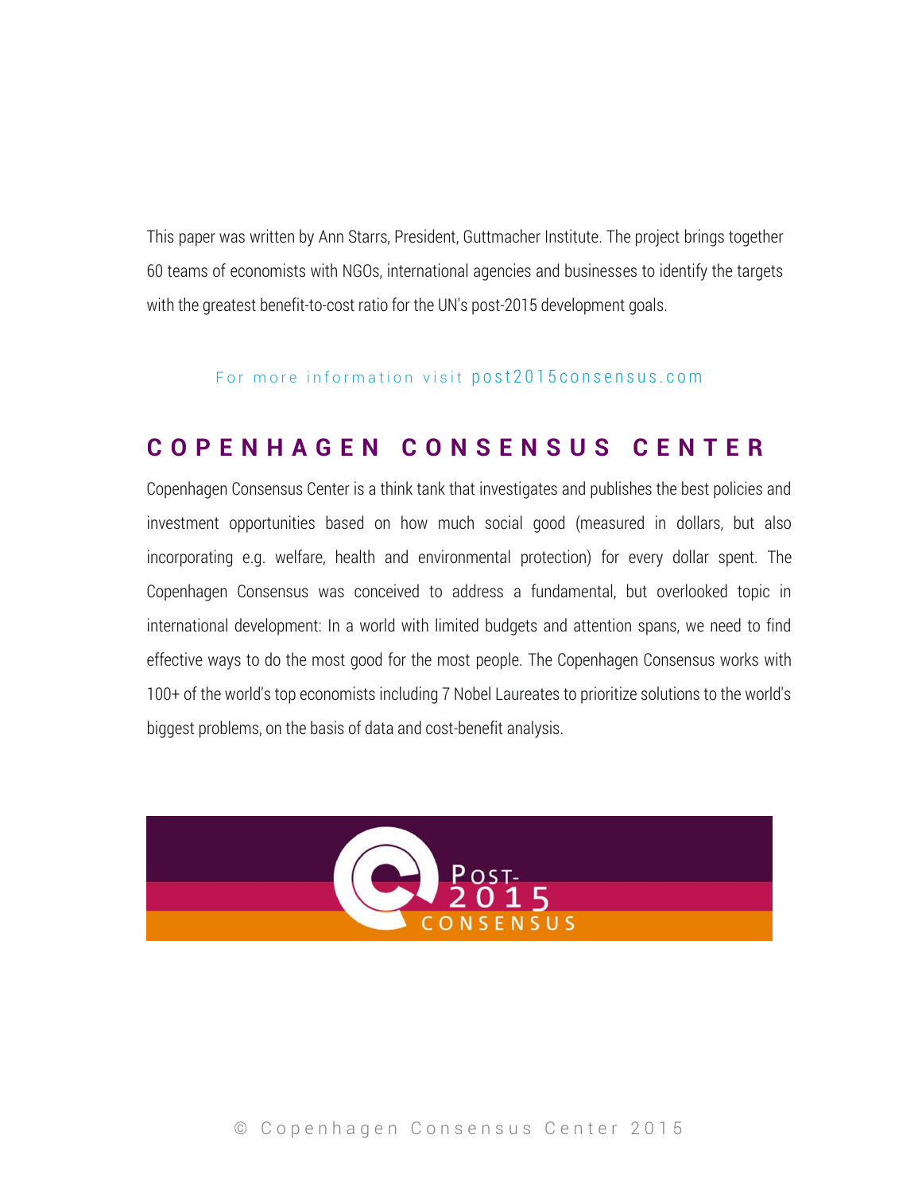This paper was written by Ann Starrs, President, Guttmacher Institute. The project brings together 60 teams of economists with NGOs, international agencies and businesses to identify the targets with the greatest benefit-to-cost ratio for the UN's post-2015 development goals.

For more information visit post2015consensus.com

## COPENHAGEN CONSENSUS CENTER

Copenhagen Consensus Center is a think tank that investigates and publishes the best policies and investment opportunities based on how much social good (measured in dollars, but also incorporating e.g. welfare, health and environmental protection) for every dollar spent. The Copenhagen Consensus was conceived to address a fundamental, but overlooked topic in international development: In a world with limited budgets and attention spans, we need to find effective ways to do the most good for the most people. The Copenhagen Consensus works with 100+ of the world's top economists including 7 Nobel Laureates to prioritize solutions to the world's biggest problems, on the basis of data and cost-benefit analysis.

POST-2015 CONSENSUS

© Copenhagen Consensus Center 2015